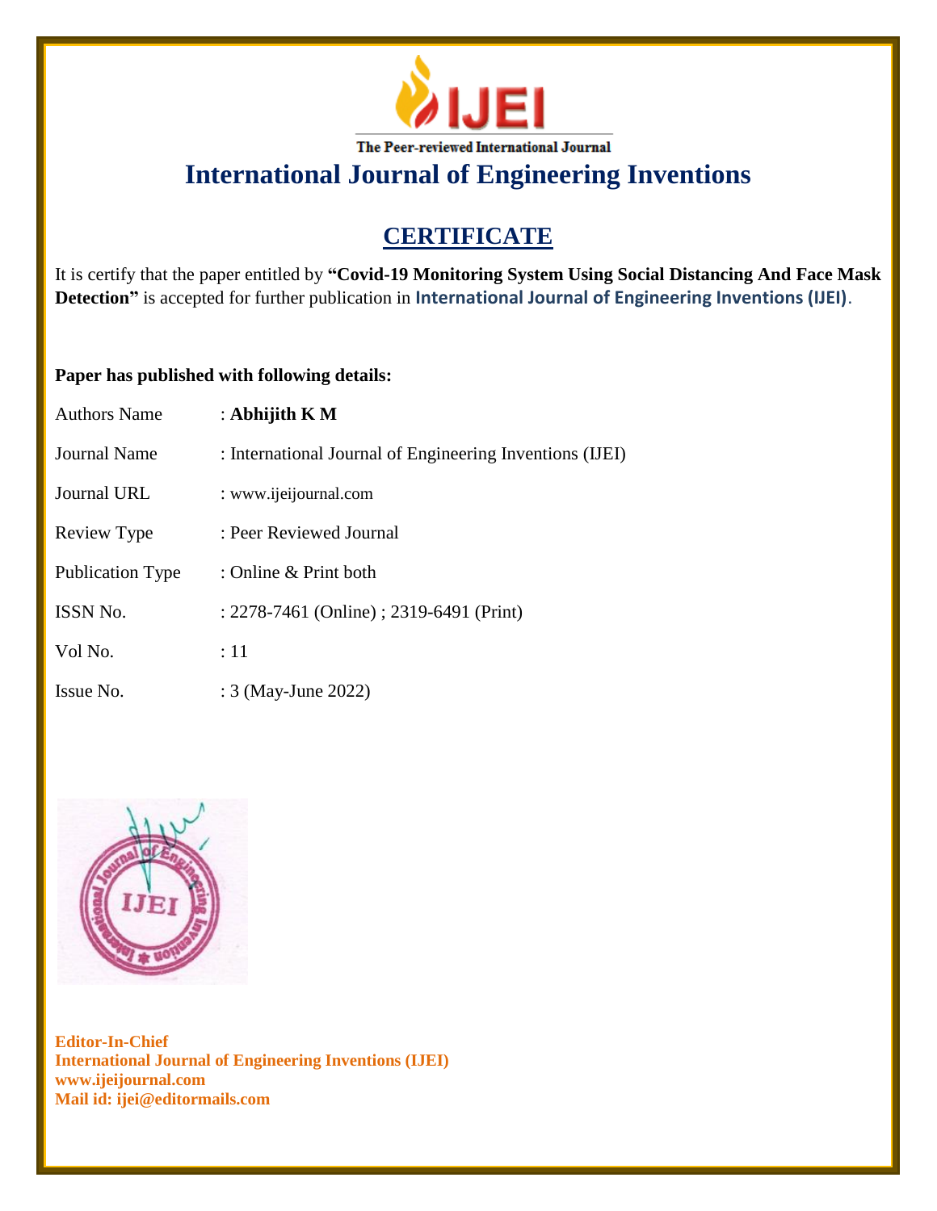IJEI

The Peer-reviewed International Journal

# International Journal of Engineering Inventions

## CERTIFICATE

It is certify that the paper entitled by **"Covid-19 Monitoring System Using Social Distancing And Face Mask Detection"** is accepted for further publication in **International Journal of Engineering Inventions (IJEI)**.

**Paper has published with following details:**

| | |
|---|---|
| Authors Name | : **Abhijith K M** |
| Journal Name | : International Journal of Engineering Inventions (IJEI) |
| Journal URL | : www.ijeijournal.com |
| Review Type | : Peer Reviewed Journal |
| Publication Type | : Online & Print both |
| ISSN No. | : 2278-7461 (Online) ; 2319-6491 (Print) |
| Vol No. | : 11 |
| Issue No. | : 3 (May-June 2022) |

**Editor-In-Chief**
**International Journal of Engineering Inventions (IJEI)**
**www.ijeijournal.com**
**Mail id: ijei@editormails.com**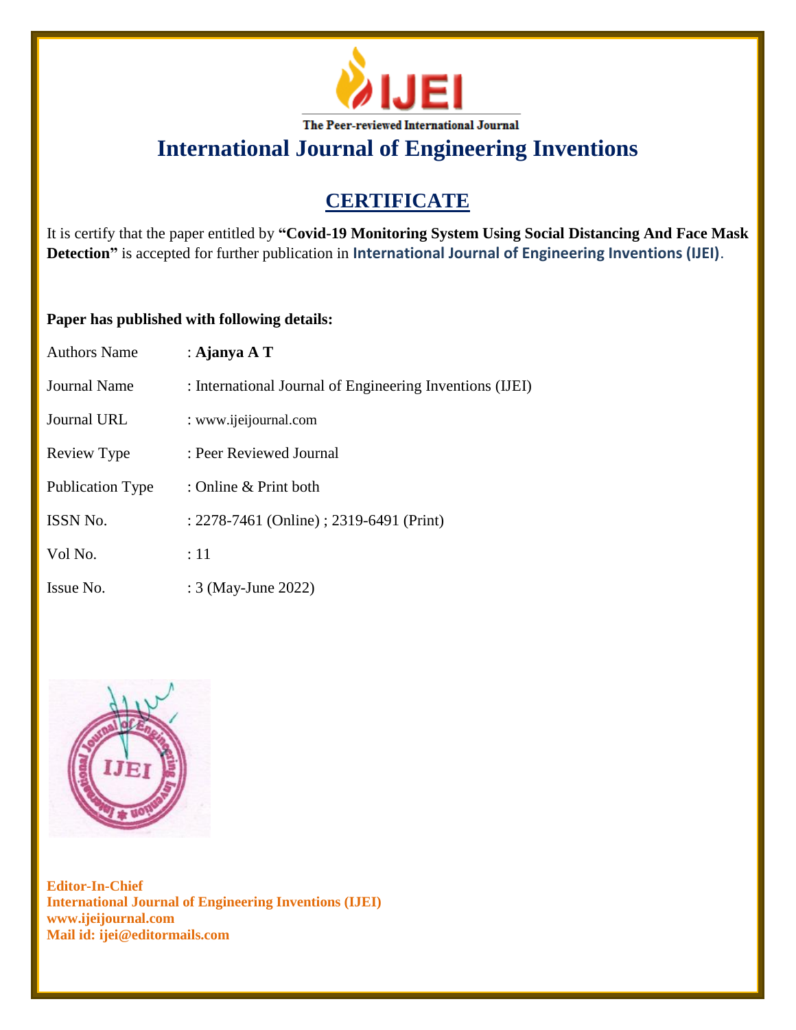The Peer-reviewed International Journal

# International Journal of Engineering Inventions

## CERTIFICATE

It is certify that the paper entitled by **"Covid-19 Monitoring System Using Social Distancing And Face Mask Detection"** is accepted for further publication in **International Journal of Engineering Inventions (IJEI)**.

**Paper has published with following details:**

| | |
|---|---|
| Authors Name | : **Ajanya A T** |
| Journal Name | : International Journal of Engineering Inventions (IJEI) |
| Journal URL | : www.ijeijournal.com |
| Review Type | : Peer Reviewed Journal |
| Publication Type | : Online & Print both |
| ISSN No. | : 2278-7461 (Online) ; 2319-6491 (Print) |
| Vol No. | : 11 |
| Issue No. | : 3 (May-June 2022) |

**Editor-In-Chief**
**International Journal of Engineering Inventions (IJEI)**
**www.ijeijournal.com**
**Mail id: ijei@editormails.com**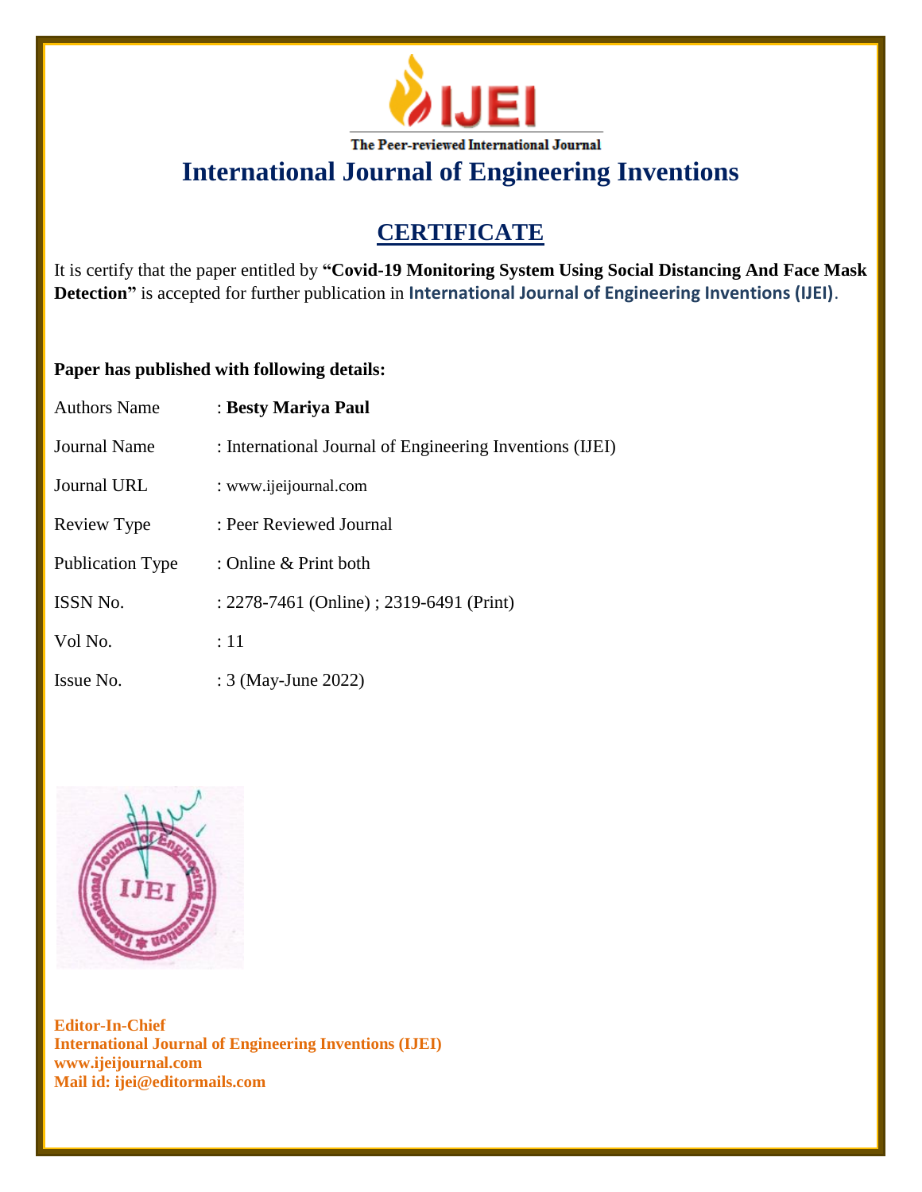The Peer-reviewed International Journal

# International Journal of Engineering Inventions

## CERTIFICATE

It is certify that the paper entitled by **"Covid-19 Monitoring System Using Social Distancing And Face Mask Detection"** is accepted for further publication in **International Journal of Engineering Inventions (IJEI)**.

**Paper has published with following details:**

| | |
|---|---|
| Authors Name | : **Besty Mariya Paul** |
| Journal Name | : International Journal of Engineering Inventions (IJEI) |
| Journal URL | : www.ijeijournal.com |
| Review Type | : Peer Reviewed Journal |
| Publication Type | : Online & Print both |
| ISSN No. | : 2278-7461 (Online) ; 2319-6491 (Print) |
| Vol No. | : 11 |
| Issue No. | : 3 (May-June 2022) |

**Editor-In-Chief**
**International Journal of Engineering Inventions (IJEI)**
**www.ijeijournal.com**
**Mail id: ijei@editormails.com**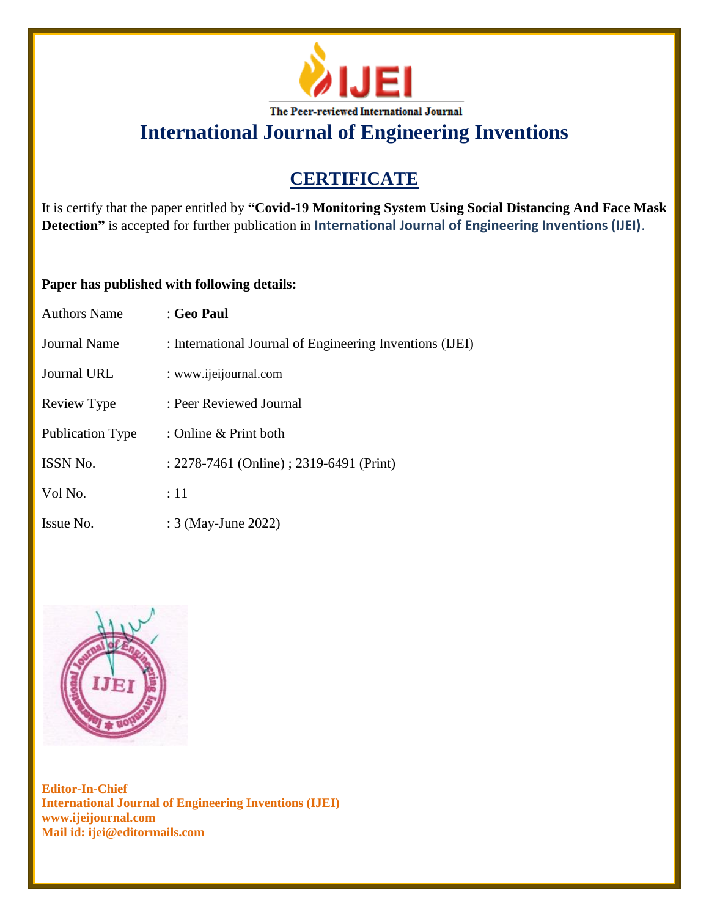**IJEI**

The Peer-reviewed International Journal

# International Journal of Engineering Inventions

## CERTIFICATE

It is certify that the paper entitled by **"Covid-19 Monitoring System Using Social Distancing And Face Mask Detection"** is accepted for further publication in **International Journal of Engineering Inventions (IJEI)**.

**Paper has published with following details:**

| | |
|---|---|
| Authors Name | : **Geo Paul** |
| Journal Name | : International Journal of Engineering Inventions (IJEI) |
| Journal URL | : www.ijeijournal.com |
| Review Type | : Peer Reviewed Journal |
| Publication Type | : Online & Print both |
| ISSN No. | : 2278-7461 (Online) ; 2319-6491 (Print) |
| Vol No. | : 11 |
| Issue No. | : 3 (May-June 2022) |

**Editor-In-Chief**
**International Journal of Engineering Inventions (IJEI)**
**www.ijeijournal.com**
**Mail id: ijei@editormails.com**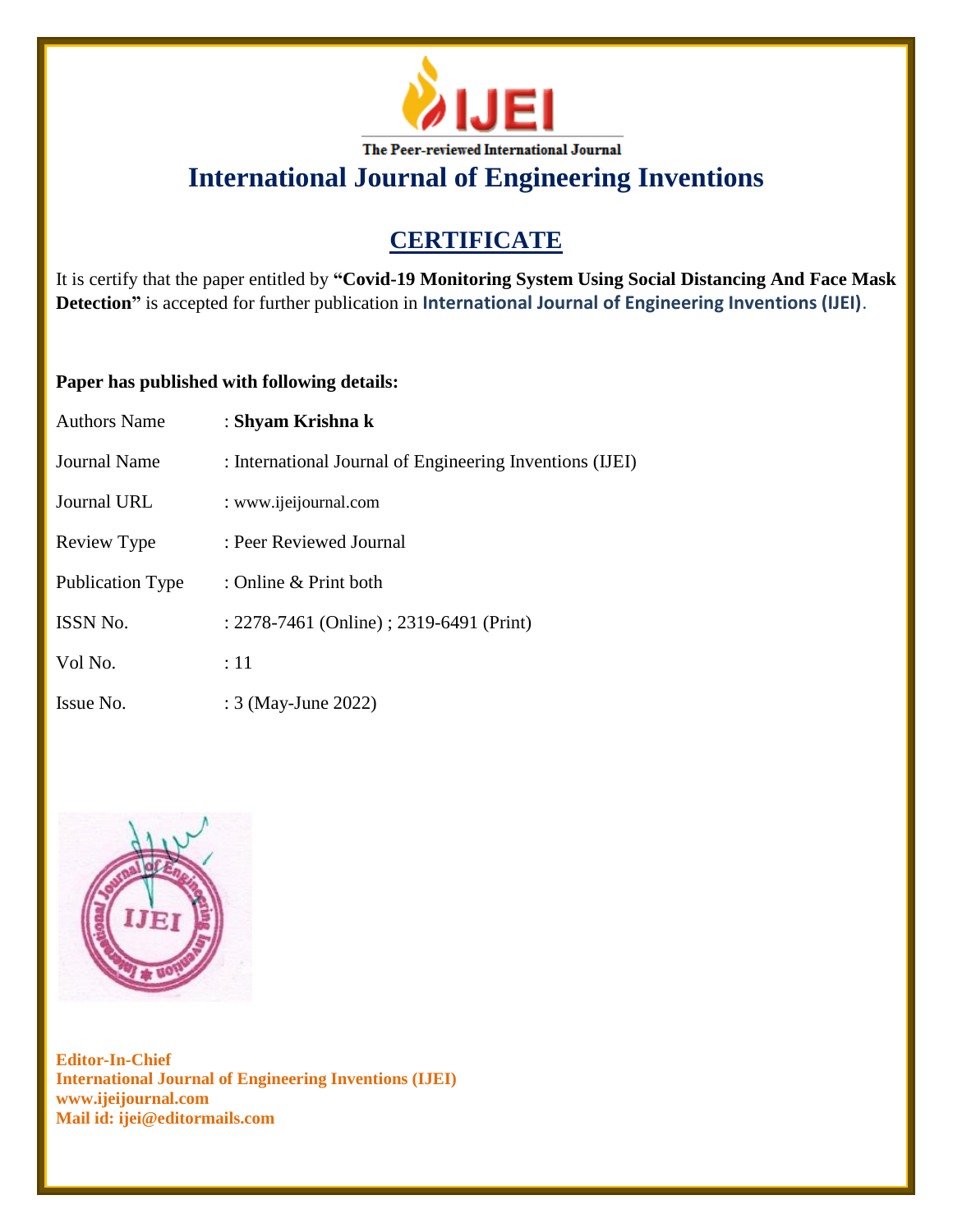**IJEI**

The Peer-reviewed International Journal

# International Journal of Engineering Inventions

## CERTIFICATE

It is certify that the paper entitled by **“Covid-19 Monitoring System Using Social Distancing And Face Mask Detection”** is accepted for further publication in **International Journal of Engineering Inventions (IJEI)**.

**Paper has published with following details:**

| | |
|---|---|
| Authors Name | : **Shyam Krishna k** |
| Journal Name | : International Journal of Engineering Inventions (IJEI) |
| Journal URL | : www.ijeijournal.com |
| Review Type | : Peer Reviewed Journal |
| Publication Type | : Online & Print both |
| ISSN No. | : 2278-7461 (Online) ; 2319-6491 (Print) |
| Vol No. | : 11 |
| Issue No. | : 3 (May-June 2022) |

**Editor-In-Chief**
**International Journal of Engineering Inventions (IJEI)**
**www.ijeijournal.com**
**Mail id: ijei@editormails.com**